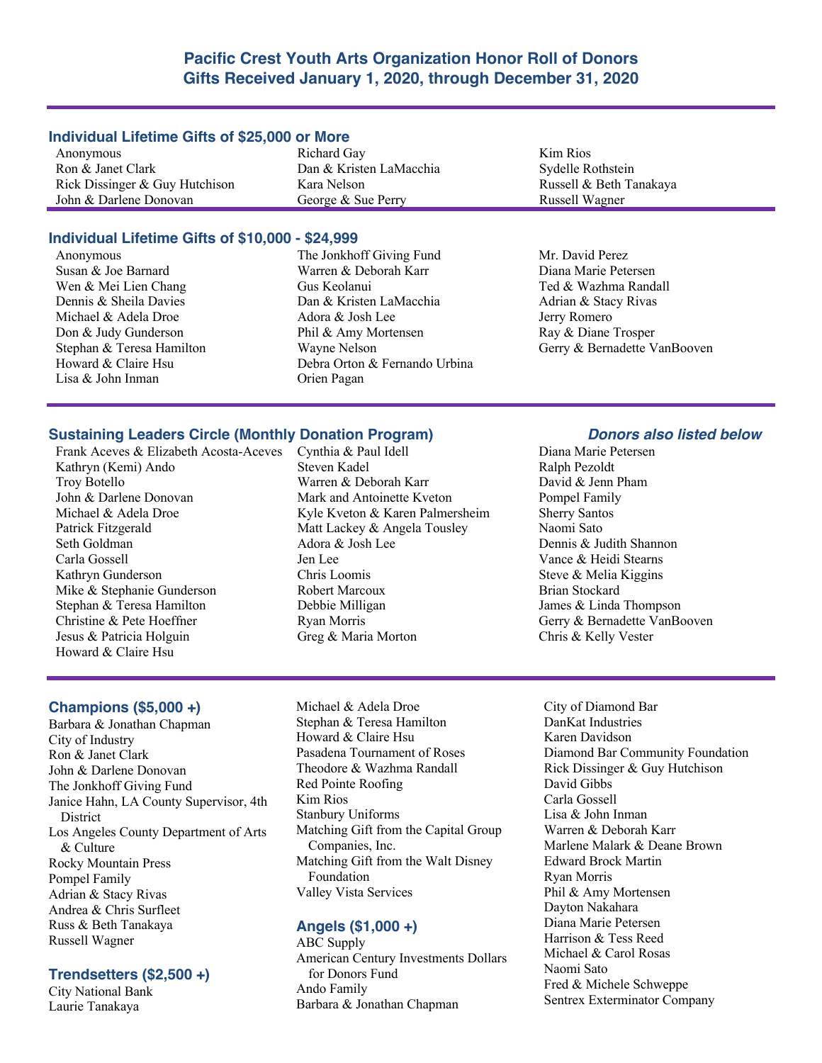# Pacific Crest Youth Arts Organization Honor Roll of Donors
# Gifts Received January 1, 2020, through December 31, 2020

## Individual Lifetime Gifts of $25,000 or More

Anonymous
Ron & Janet Clark
Rick Dissinger & Guy Hutchison
John & Darlene Donovan
Richard Gay
Dan & Kristen LaMacchia
Kara Nelson
George & Sue Perry
Kim Rios
Sydelle Rothstein
Russell & Beth Tanakaya
Russell Wagner

## Individual Lifetime Gifts of $10,000 - $24,999

Anonymous
Susan & Joe Barnard
Wen & Mei Lien Chang
Dennis & Sheila Davies
Michael & Adela Droe
Don & Judy Gunderson
Stephan & Teresa Hamilton
Howard & Claire Hsu
Lisa & John Inman
The Jonkhoff Giving Fund
Warren & Deborah Karr
Gus Keolanui
Dan & Kristen LaMacchia
Adora & Josh Lee
Phil & Amy Mortensen
Wayne Nelson
Debra Orton & Fernando Urbina
Orien Pagan
Mr. David Perez
Diana Marie Petersen
Ted & Wazhma Randall
Adrian & Stacy Rivas
Jerry Romero
Ray & Diane Trosper
Gerry & Bernadette VanBooven

## Sustaining Leaders Circle (Monthly Donation Program)

*Donors also listed below*

Frank Aceves & Elizabeth Acosta-Aceves
Kathryn (Kemi) Ando
Troy Botello
John & Darlene Donovan
Michael & Adela Droe
Patrick Fitzgerald
Seth Goldman
Carla Gossell
Kathryn Gunderson
Mike & Stephanie Gunderson
Stephan & Teresa Hamilton
Christine & Pete Hoeffner
Jesus & Patricia Holguin
Howard & Claire Hsu
Cynthia & Paul Idell
Steven Kadel
Warren & Deborah Karr
Mark and Antoinette Kveton
Kyle Kveton & Karen Palmersheim
Matt Lackey & Angela Tousley
Adora & Josh Lee
Jen Lee
Chris Loomis
Robert Marcoux
Debbie Milligan
Ryan Morris
Greg & Maria Morton
Diana Marie Petersen
Ralph Pezoldt
David & Jenn Pham
Pompel Family
Sherry Santos
Naomi Sato
Dennis & Judith Shannon
Vance & Heidi Stearns
Steve & Melia Kiggins
Brian Stockard
James & Linda Thompson
Gerry & Bernadette VanBooven
Chris & Kelly Vester

## Champions ($5,000 +)

Barbara & Jonathan Chapman
City of Industry
Ron & Janet Clark
John & Darlene Donovan
The Jonkhoff Giving Fund
Janice Hahn, LA County Supervisor, 4th District
Los Angeles County Department of Arts & Culture
Rocky Mountain Press
Pompel Family
Adrian & Stacy Rivas
Andrea & Chris Surfleet
Russ & Beth Tanakaya
Russell Wagner

## Trendsetters ($2,500 +)

City National Bank
Laurie Tanakaya
Michael & Adela Droe
Stephan & Teresa Hamilton
Howard & Claire Hsu
Pasadena Tournament of Roses
Theodore & Wazhma Randall
Red Pointe Roofing
Kim Rios
Stanbury Uniforms
Matching Gift from the Capital Group Companies, Inc.
Matching Gift from the Walt Disney Foundation
Valley Vista Services

## Angels ($1,000 +)

ABC Supply
American Century Investments Dollars for Donors Fund
Ando Family
Barbara & Jonathan Chapman
City of Diamond Bar
DanKat Industries
Karen Davidson
Diamond Bar Community Foundation
Rick Dissinger & Guy Hutchison
David Gibbs
Carla Gossell
Lisa & John Inman
Warren & Deborah Karr
Marlene Malark & Deane Brown
Edward Brock Martin
Ryan Morris
Phil & Amy Mortensen
Dayton Nakahara
Diana Marie Petersen
Harrison & Tess Reed
Michael & Carol Rosas
Naomi Sato
Fred & Michele Schweppe
Sentrex Exterminator Company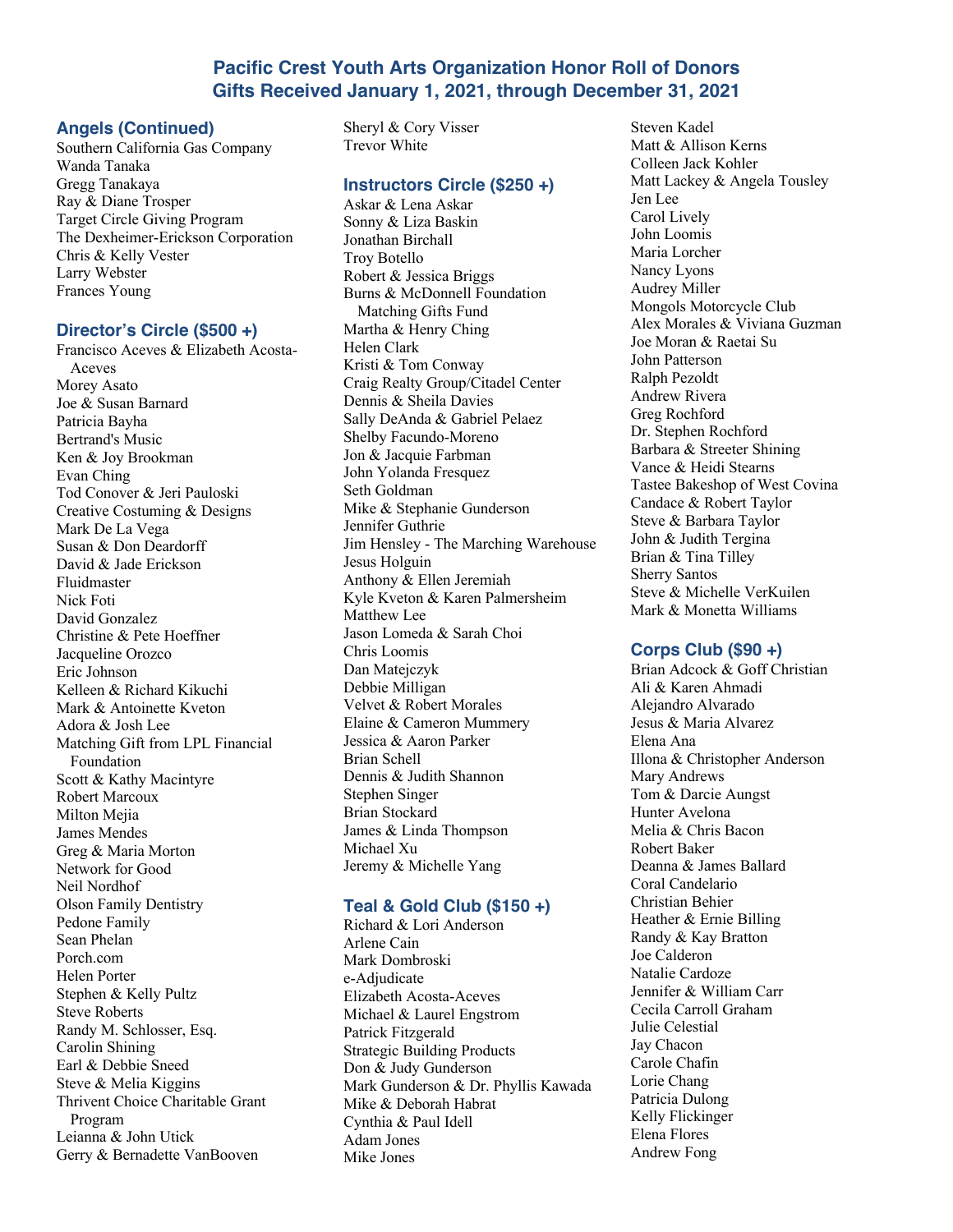# Pacific Crest Youth Arts Organization Honor Roll of Donors
# Gifts Received January 1, 2021, through December 31, 2021

## Angels (Continued)

Southern California Gas Company
Wanda Tanaka
Gregg Tanakaya
Ray & Diane Trosper
Target Circle Giving Program
The Dexheimer-Erickson Corporation
Chris & Kelly Vester
Larry Webster
Frances Young

## Director's Circle ($500 +)

Francisco Aceves & Elizabeth Acosta-Aceves
Morey Asato
Joe & Susan Barnard
Patricia Bayha
Bertrand's Music
Ken & Joy Brookman
Evan Ching
Tod Conover & Jeri Pauloski
Creative Costuming & Designs
Mark De La Vega
Susan & Don Deardorff
David & Jade Erickson
Fluidmaster
Nick Foti
David Gonzalez
Christine & Pete Hoeffner
Jacqueline Orozco
Eric Johnson
Kelleen & Richard Kikuchi
Mark & Antoinette Kveton
Adora & Josh Lee
Matching Gift from LPL Financial Foundation
Scott & Kathy Macintyre
Robert Marcoux
Milton Mejia
James Mendes
Greg & Maria Morton
Network for Good
Neil Nordhof
Olson Family Dentistry
Pedone Family
Sean Phelan
Porch.com
Helen Porter
Stephen & Kelly Pultz
Steve Roberts
Randy M. Schlosser, Esq.
Carolin Shining
Earl & Debbie Sneed
Steve & Melia Kiggins
Thrivent Choice Charitable Grant Program
Leianna & John Utick
Gerry & Bernadette VanBooven
Sheryl & Cory Visser
Trevor White

## Instructors Circle ($250 +)

Askar & Lena Askar
Sonny & Liza Baskin
Jonathan Birchall
Troy Botello
Robert & Jessica Briggs
Burns & McDonnell Foundation Matching Gifts Fund
Martha & Henry Ching
Helen Clark
Kristi & Tom Conway
Craig Realty Group/Citadel Center
Dennis & Sheila Davies
Sally DeAnda & Gabriel Pelaez
Shelby Facundo-Moreno
Jon & Jacquie Farbman
John Yolanda Fresquez
Seth Goldman
Mike & Stephanie Gunderson
Jennifer Guthrie
Jim Hensley - The Marching Warehouse
Jesus Holguin
Anthony & Ellen Jeremiah
Kyle Kveton & Karen Palmersheim
Matthew Lee
Jason Lomeda & Sarah Choi
Chris Loomis
Dan Matejczyk
Debbie Milligan
Velvet & Robert Morales
Elaine & Cameron Mummery
Jessica & Aaron Parker
Brian Schell
Dennis & Judith Shannon
Stephen Singer
Brian Stockard
James & Linda Thompson
Michael Xu
Jeremy & Michelle Yang

## Teal & Gold Club ($150 +)

Richard & Lori Anderson
Arlene Cain
Mark Dombroski
e-Adjudicate
Elizabeth Acosta-Aceves
Michael & Laurel Engstrom
Patrick Fitzgerald
Strategic Building Products
Don & Judy Gunderson
Mark Gunderson & Dr. Phyllis Kawada
Mike & Deborah Habrat
Cynthia & Paul Idell
Adam Jones
Mike Jones
Steven Kadel
Matt & Allison Kerns
Colleen Jack Kohler
Matt Lackey & Angela Tousley
Jen Lee
Carol Lively
John Loomis
Maria Lorcher
Nancy Lyons
Audrey Miller
Mongols Motorcycle Club
Alex Morales & Viviana Guzman
Joe Moran & Raetai Su
John Patterson
Ralph Pezoldt
Andrew Rivera
Greg Rochford
Dr. Stephen Rochford
Barbara & Streeter Shining
Vance & Heidi Stearns
Tastee Bakeshop of West Covina
Candace & Robert Taylor
Steve & Barbara Taylor
John & Judith Tergina
Brian & Tina Tilley
Sherry Santos
Steve & Michelle VerKuilen
Mark & Monetta Williams

## Corps Club ($90 +)

Brian Adcock & Goff Christian
Ali & Karen Ahmadi
Alejandro Alvarado
Jesus & Maria Alvarez
Elena Ana
Illona & Christopher Anderson
Mary Andrews
Tom & Darcie Aungst
Hunter Avelona
Melia & Chris Bacon
Robert Baker
Deanna & James Ballard
Coral Candelario
Christian Behier
Heather & Ernie Billing
Randy & Kay Bratton
Joe Calderon
Natalie Cardoze
Jennifer & William Carr
Cecila Carroll Graham
Julie Celestial
Jay Chacon
Carole Chafin
Lorie Chang
Patricia Dulong
Kelly Flickinger
Elena Flores
Andrew Fong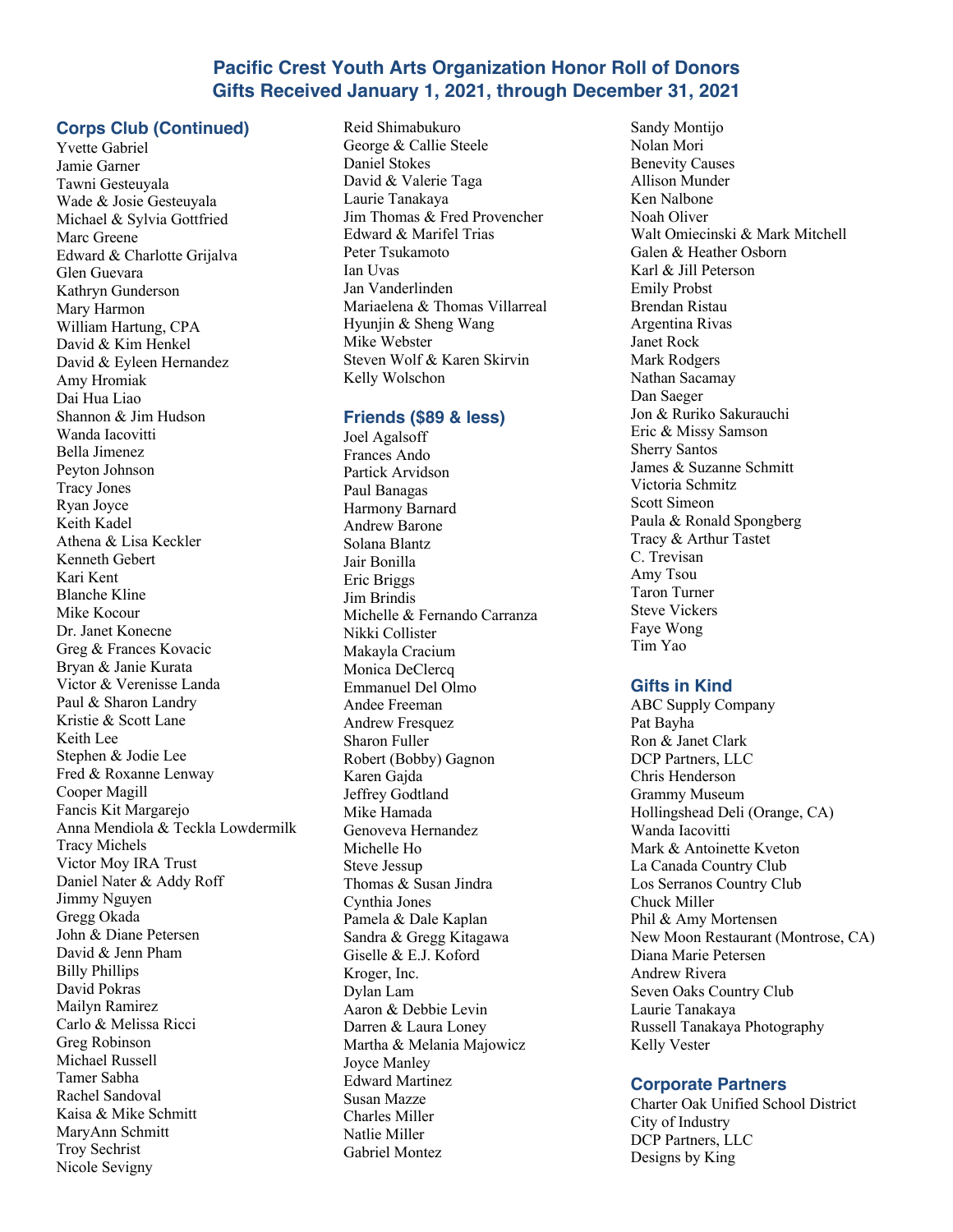# Pacific Crest Youth Arts Organization Honor Roll of Donors
# Gifts Received January 1, 2021, through December 31, 2021

## Corps Club (Continued)

Yvette Gabriel
Jamie Garner
Tawni Gesteuyala
Wade & Josie Gesteuyala
Michael & Sylvia Gottfried
Marc Greene
Edward & Charlotte Grijalva
Glen Guevara
Kathryn Gunderson
Mary Harmon
William Hartung, CPA
David & Kim Henkel
David & Eyleen Hernandez
Amy Hromiak
Dai Hua Liao
Shannon & Jim Hudson
Wanda Iacovitti
Bella Jimenez
Peyton Johnson
Tracy Jones
Ryan Joyce
Keith Kadel
Athena & Lisa Keckler
Kenneth Gebert
Kari Kent
Blanche Kline
Mike Kocour
Dr. Janet Konecne
Greg & Frances Kovacic
Bryan & Janie Kurata
Victor & Verenisse Landa
Paul & Sharon Landry
Kristie & Scott Lane
Keith Lee
Stephen & Jodie Lee
Fred & Roxanne Lenway
Cooper Magill
Fancis Kit Margarejo
Anna Mendiola & Teckla Lowdermilk
Tracy Michels
Victor Moy IRA Trust
Daniel Nater & Addy Roff
Jimmy Nguyen
Gregg Okada
John & Diane Petersen
David & Jenn Pham
Billy Phillips
David Pokras
Mailyn Ramirez
Carlo & Melissa Ricci
Greg Robinson
Michael Russell
Tamer Sabha
Rachel Sandoval
Kaisa & Mike Schmitt
MaryAnn Schmitt
Troy Sechrist
Nicole Sevigny
Reid Shimabukuro
George & Callie Steele
Daniel Stokes
David & Valerie Taga
Laurie Tanakaya
Jim Thomas & Fred Provencher
Edward & Marifel Trias
Peter Tsukamoto
Ian Uvas
Jan Vanderlinden
Mariaelena & Thomas Villarreal
Hyunjin & Sheng Wang
Mike Webster
Steven Wolf & Karen Skirvin
Kelly Wolschon

## Friends ($89 & less)

Joel Agalsoff
Frances Ando
Partick Arvidson
Paul Banagas
Harmony Barnard
Andrew Barone
Solana Blantz
Jair Bonilla
Eric Briggs
Jim Brindis
Michelle & Fernando Carranza
Nikki Collister
Makayla Cracium
Monica DeClercq
Emmanuel Del Olmo
Andee Freeman
Andrew Fresquez
Sharon Fuller
Robert (Bobby) Gagnon
Karen Gajda
Jeffrey Godtland
Mike Hamada
Genoveva Hernandez
Michelle Ho
Steve Jessup
Thomas & Susan Jindra
Cynthia Jones
Pamela & Dale Kaplan
Sandra & Gregg Kitagawa
Giselle & E.J. Koford
Kroger, Inc.
Dylan Lam
Aaron & Debbie Levin
Darren & Laura Loney
Martha & Melania Majowicz
Joyce Manley
Edward Martinez
Susan Mazze
Charles Miller
Natlie Miller
Gabriel Montez
Sandy Montijo
Nolan Mori
Benevity Causes
Allison Munder
Ken Nalbone
Noah Oliver
Walt Omiecinski & Mark Mitchell
Galen & Heather Osborn
Karl & Jill Peterson
Emily Probst
Brendan Ristau
Argentina Rivas
Janet Rock
Mark Rodgers
Nathan Sacamay
Dan Saeger
Jon & Ruriko Sakurauchi
Eric & Missy Samson
Sherry Santos
James & Suzanne Schmitt
Victoria Schmitz
Scott Simeon
Paula & Ronald Spongberg
Tracy & Arthur Tastet
C. Trevisan
Amy Tsou
Taron Turner
Steve Vickers
Faye Wong
Tim Yao

## Gifts in Kind

ABC Supply Company
Pat Bayha
Ron & Janet Clark
DCP Partners, LLC
Chris Henderson
Grammy Museum
Hollingshead Deli (Orange, CA)
Wanda Iacovitti
Mark & Antoinette Kveton
La Canada Country Club
Los Serranos Country Club
Chuck Miller
Phil & Amy Mortensen
New Moon Restaurant (Montrose, CA)
Diana Marie Petersen
Andrew Rivera
Seven Oaks Country Club
Laurie Tanakaya
Russell Tanakaya Photography
Kelly Vester

## Corporate Partners

Charter Oak Unified School District
City of Industry
DCP Partners, LLC
Designs by King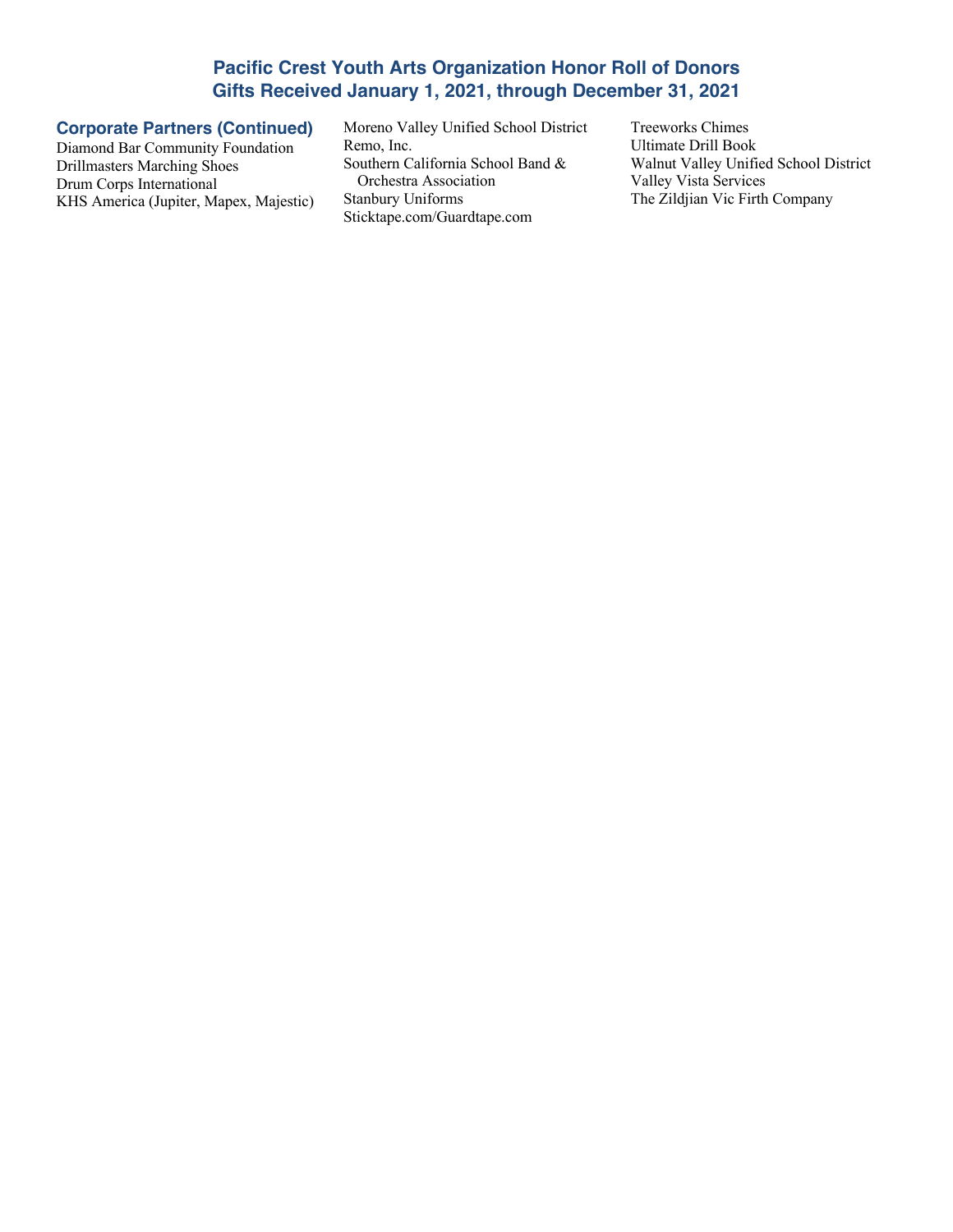# Pacific Crest Youth Arts Organization Honor Roll of Donors
# Gifts Received January 1, 2021, through December 31, 2021

## Corporate Partners (Continued)

Diamond Bar Community Foundation
Drillmasters Marching Shoes
Drum Corps International
KHS America (Jupiter, Mapex, Majestic)
Moreno Valley Unified School District
Remo, Inc.
Southern California School Band & Orchestra Association
Stanbury Uniforms
Sticktape.com/Guardtape.com
Treeworks Chimes
Ultimate Drill Book
Walnut Valley Unified School District
Valley Vista Services
The Zildjian Vic Firth Company